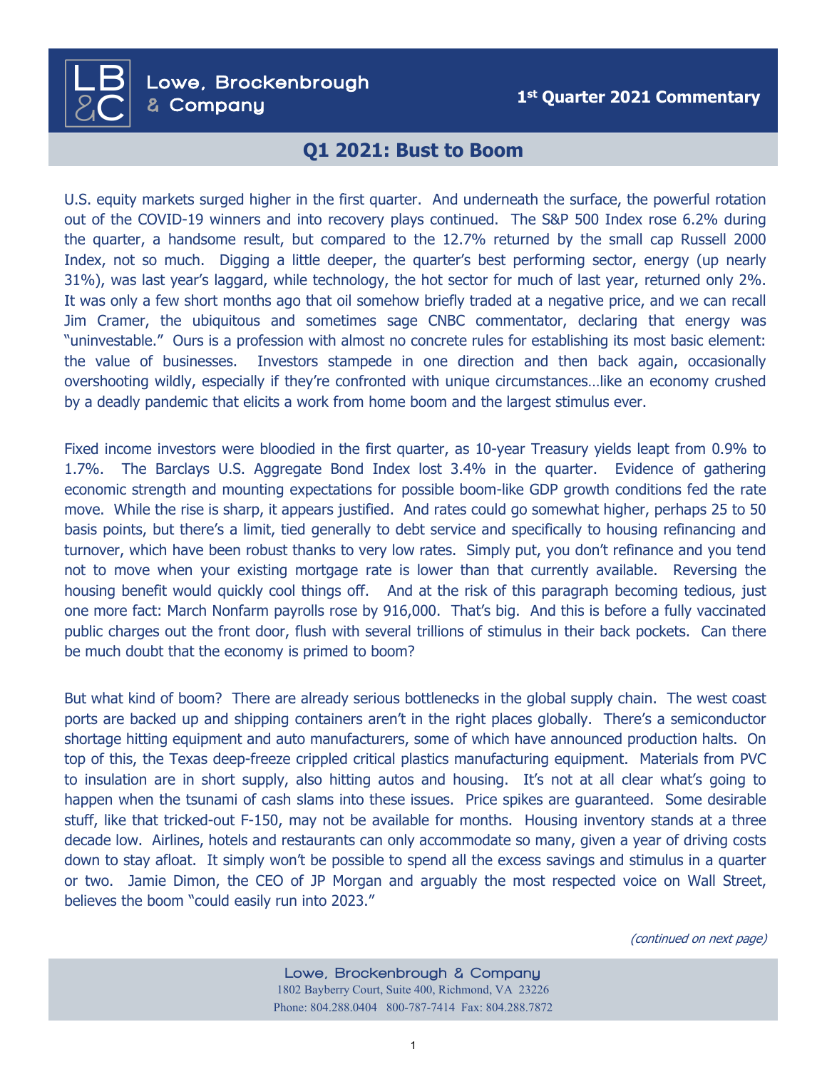# Lowe, Brockenbrough & Company

**1st Quarter 2021 Commentary**

## Q1 2021: Bust to Boom

U.S. equity markets surged higher in the first quarter. And underneath the surface, the powerful rotation out of the COVID-19 winners and into recovery plays continued. The S&P 500 Index rose 6.2% during the quarter, a handsome result, but compared to the 12.7% returned by the small cap Russell 2000 Index, not so much. Digging a little deeper, the quarter's best performing sector, energy (up nearly 31%), was last year's laggard, while technology, the hot sector for much of last year, returned only 2%. It was only a few short months ago that oil somehow briefly traded at a negative price, and we can recall Jim Cramer, the ubiquitous and sometimes sage CNBC commentator, declaring that energy was "uninvestable." Ours is a profession with almost no concrete rules for establishing its most basic element: the value of businesses. Investors stampede in one direction and then back again, occasionally overshooting wildly, especially if they're confronted with unique circumstances…like an economy crushed by a deadly pandemic that elicits a work from home boom and the largest stimulus ever.

Fixed income investors were bloodied in the first quarter, as 10-year Treasury yields leapt from 0.9% to 1.7%. The Barclays U.S. Aggregate Bond Index lost 3.4% in the quarter. Evidence of gathering economic strength and mounting expectations for possible boom-like GDP growth conditions fed the rate move. While the rise is sharp, it appears justified. And rates could go somewhat higher, perhaps 25 to 50 basis points, but there's a limit, tied generally to debt service and specifically to housing refinancing and turnover, which have been robust thanks to very low rates. Simply put, you don't refinance and you tend not to move when your existing mortgage rate is lower than that currently available. Reversing the housing benefit would quickly cool things off. And at the risk of this paragraph becoming tedious, just one more fact: March Nonfarm payrolls rose by 916,000. That's big. And this is before a fully vaccinated public charges out the front door, flush with several trillions of stimulus in their back pockets. Can there be much doubt that the economy is primed to boom?

But what kind of boom? There are already serious bottlenecks in the global supply chain. The west coast ports are backed up and shipping containers aren't in the right places globally. There's a semiconductor shortage hitting equipment and auto manufacturers, some of which have announced production halts. On top of this, the Texas deep-freeze crippled critical plastics manufacturing equipment. Materials from PVC to insulation are in short supply, also hitting autos and housing. It's not at all clear what's going to happen when the tsunami of cash slams into these issues. Price spikes are guaranteed. Some desirable stuff, like that tricked-out F-150, may not be available for months. Housing inventory stands at a three decade low. Airlines, hotels and restaurants can only accommodate so many, given a year of driving costs down to stay afloat. It simply won't be possible to spend all the excess savings and stimulus in a quarter or two. Jamie Dimon, the CEO of JP Morgan and arguably the most respected voice on Wall Street, believes the boom "could easily run into 2023."

*(continued on next page)*

Lowe, Brockenbrough & Company
1802 Bayberry Court, Suite 400, Richmond, VA 23226
Phone: 804.288.0404 800-787-7414 Fax: 804.288.7872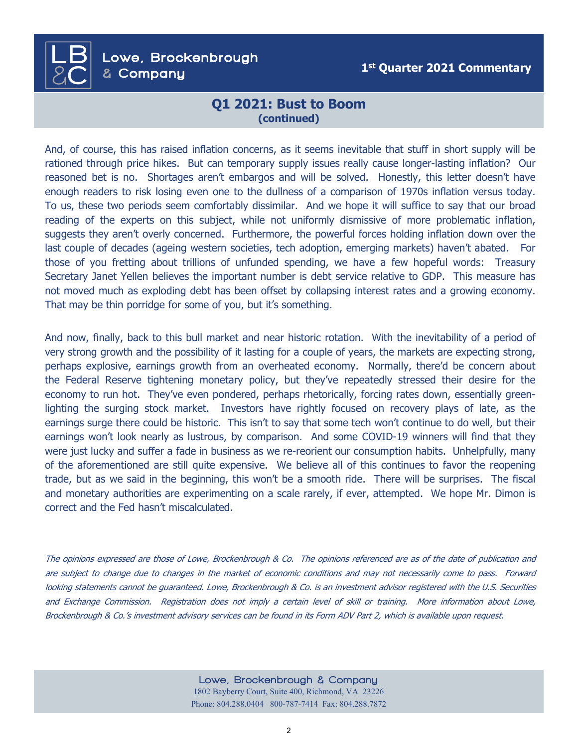## Q1 2021: Bust to Boom
**(continued)**

And, of course, this has raised inflation concerns, as it seems inevitable that stuff in short supply will be rationed through price hikes. But can temporary supply issues really cause longer-lasting inflation? Our reasoned bet is no. Shortages aren't embargos and will be solved. Honestly, this letter doesn't have enough readers to risk losing even one to the dullness of a comparison of 1970s inflation versus today. To us, these two periods seem comfortably dissimilar. And we hope it will suffice to say that our broad reading of the experts on this subject, while not uniformly dismissive of more problematic inflation, suggests they aren't overly concerned. Furthermore, the powerful forces holding inflation down over the last couple of decades (ageing western societies, tech adoption, emerging markets) haven't abated. For those of you fretting about trillions of unfunded spending, we have a few hopeful words: Treasury Secretary Janet Yellen believes the important number is debt service relative to GDP. This measure has not moved much as exploding debt has been offset by collapsing interest rates and a growing economy. That may be thin porridge for some of you, but it's something.

And now, finally, back to this bull market and near historic rotation. With the inevitability of a period of very strong growth and the possibility of it lasting for a couple of years, the markets are expecting strong, perhaps explosive, earnings growth from an overheated economy. Normally, there'd be concern about the Federal Reserve tightening monetary policy, but they've repeatedly stressed their desire for the economy to run hot. They've even pondered, perhaps rhetorically, forcing rates down, essentially green-lighting the surging stock market. Investors have rightly focused on recovery plays of late, as the earnings surge there could be historic. This isn't to say that some tech won't continue to do well, but their earnings won't look nearly as lustrous, by comparison. And some COVID-19 winners will find that they were just lucky and suffer a fade in business as we re-reorient our consumption habits. Unhelpfully, many of the aforementioned are still quite expensive. We believe all of this continues to favor the reopening trade, but as we said in the beginning, this won't be a smooth ride. There will be surprises. The fiscal and monetary authorities are experimenting on a scale rarely, if ever, attempted. We hope Mr. Dimon is correct and the Fed hasn't miscalculated.

*The opinions expressed are those of Lowe, Brockenbrough & Co. The opinions referenced are as of the date of publication and are subject to change due to changes in the market of economic conditions and may not necessarily come to pass. Forward looking statements cannot be guaranteed. Lowe, Brockenbrough & Co. is an investment advisor registered with the U.S. Securities and Exchange Commission. Registration does not imply a certain level of skill or training. More information about Lowe, Brockenbrough & Co.'s investment advisory services can be found in its Form ADV Part 2, which is available upon request.*

Lowe, Brockenbrough & Company
1802 Bayberry Court, Suite 400, Richmond, VA 23226
Phone: 804.288.0404 800-787-7414 Fax: 804.288.7872